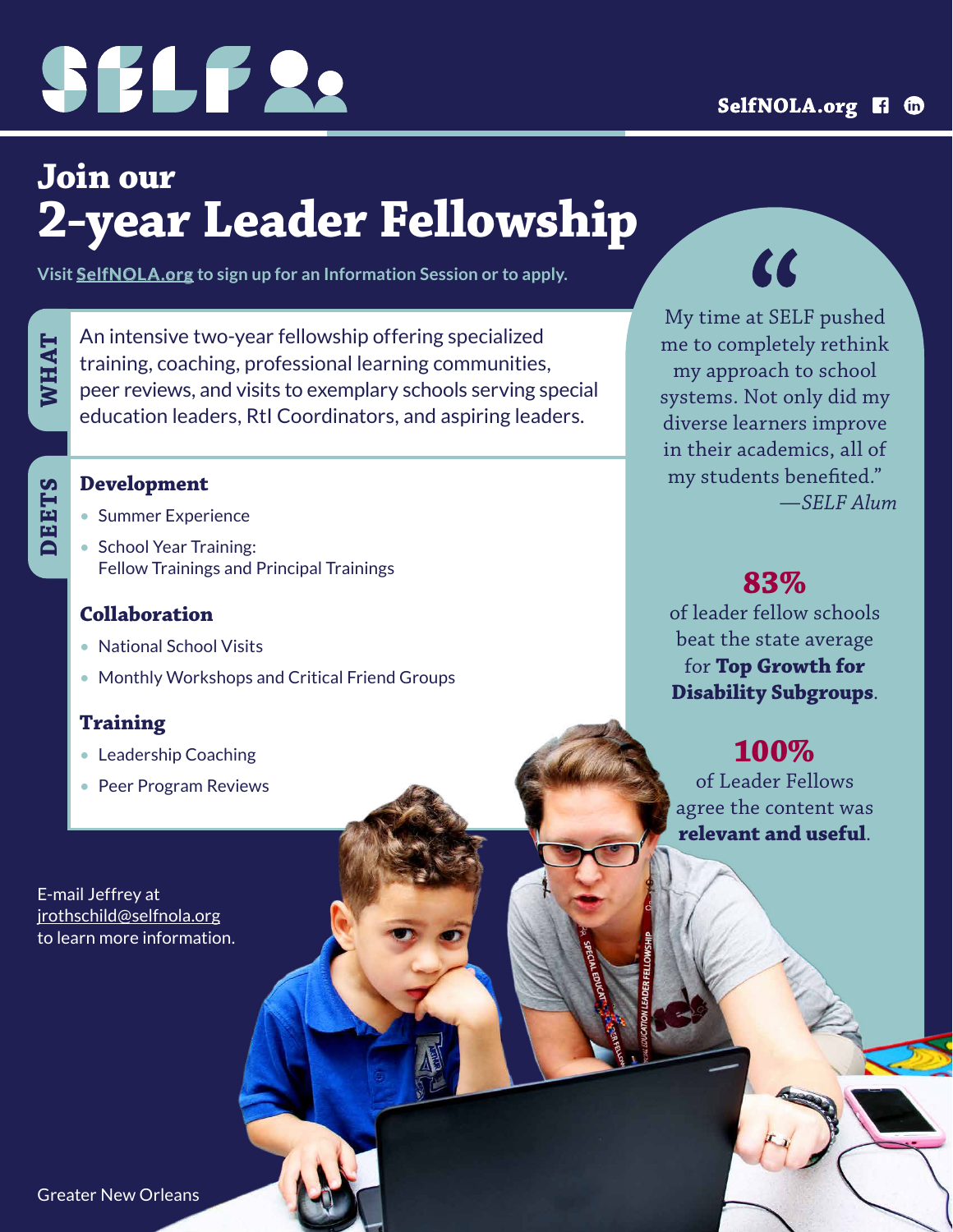# SELF

SelfNOLA.org

## Join our
# 2-year Leader Fellowship

Visit SelfNOLA.org to sign up for an Information Session or to apply.

**WHAT**

An intensive two-year fellowship offering specialized training, coaching, professional learning communities, peer reviews, and visits to exemplary schools serving special education leaders, RtI Coordinators, and aspiring leaders.

**DEETS**

### Development

- Summer Experience
- School Year Training: Fellow Trainings and Principal Trainings

### Collaboration

- National School Visits
- Monthly Workshops and Critical Friend Groups

### Training

- Leadership Coaching
- Peer Program Reviews

E-mail Jeffrey at jrothschild@selfnola.org to learn more information.

*"My time at SELF pushed me to completely rethink my approach to school systems. Not only did my diverse learners improve in their academics, all of my students benefited."*
*—SELF Alum*

**83%** of leader fellow schools beat the state average for **Top Growth for Disability Subgroups**.

**100%** of Leader Fellows agree the content was **relevant and useful**.

Greater New Orleans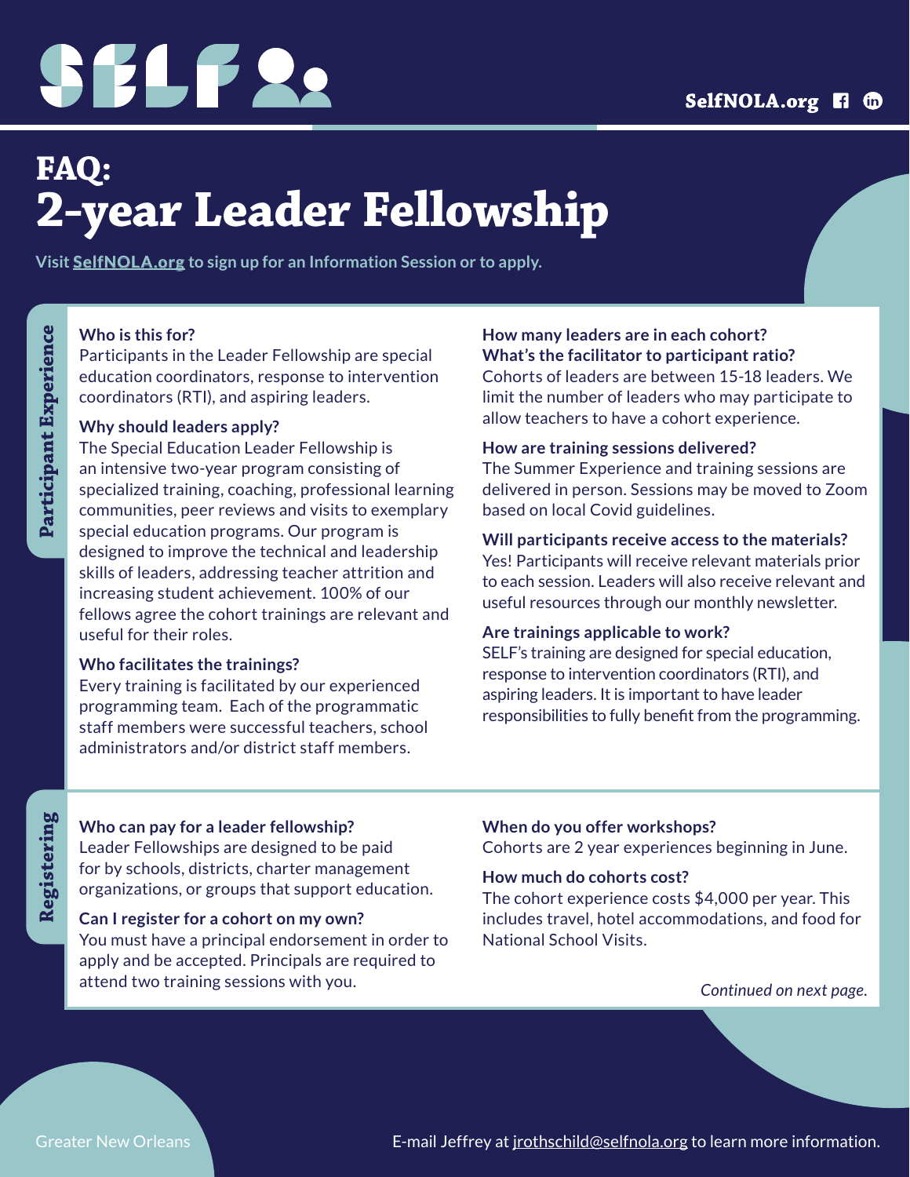SELF

SelfNOLA.org

# FAQ: 2-year Leader Fellowship

**Visit SelfNOLA.org to sign up for an Information Session or to apply.**

## Participant Experience

**Who is this for?**
Participants in the Leader Fellowship are special education coordinators, response to intervention coordinators (RTI), and aspiring leaders.

**Why should leaders apply?**
The Special Education Leader Fellowship is an intensive two-year program consisting of specialized training, coaching, professional learning communities, peer reviews and visits to exemplary special education programs. Our program is designed to improve the technical and leadership skills of leaders, addressing teacher attrition and increasing student achievement. 100% of our fellows agree the cohort trainings are relevant and useful for their roles.

**Who facilitates the trainings?**
Every training is facilitated by our experienced programming team. Each of the programmatic staff members were successful teachers, school administrators and/or district staff members.

**How many leaders are in each cohort? What's the facilitator to participant ratio?**
Cohorts of leaders are between 15-18 leaders. We limit the number of leaders who may participate to allow teachers to have a cohort experience.

**How are training sessions delivered?**
The Summer Experience and training sessions are delivered in person. Sessions may be moved to Zoom based on local Covid guidelines.

**Will participants receive access to the materials?**
Yes! Participants will receive relevant materials prior to each session. Leaders will also receive relevant and useful resources through our monthly newsletter.

**Are trainings applicable to work?**
SELF's training are designed for special education, response to intervention coordinators (RTI), and aspiring leaders. It is important to have leader responsibilities to fully benefit from the programming.

## Registering

**Who can pay for a leader fellowship?**
Leader Fellowships are designed to be paid for by schools, districts, charter management organizations, or groups that support education.

**Can I register for a cohort on my own?**
You must have a principal endorsement in order to apply and be accepted. Principals are required to attend two training sessions with you.

**When do you offer workshops?**
Cohorts are 2 year experiences beginning in June.

**How much do cohorts cost?**
The cohort experience costs $4,000 per year. This includes travel, hotel accommodations, and food for National School Visits.

*Continued on next page.*

Greater New Orleans

E-mail Jeffrey at jrothschild@selfnola.org to learn more information.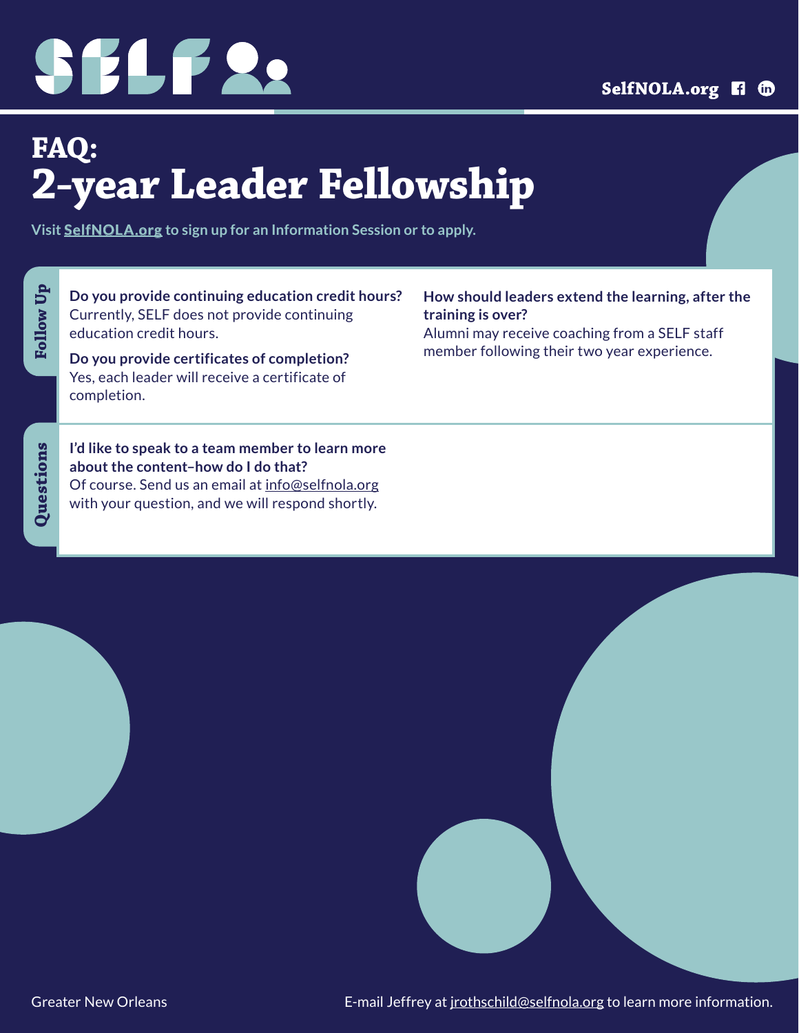SELF

SelfNOLA.org

# FAQ:
# 2-year Leader Fellowship

Visit **SelfNOLA.org** to sign up for an Information Session or to apply.

## Follow Up

**Do you provide continuing education credit hours?**
Currently, SELF does not provide continuing education credit hours.

**Do you provide certificates of completion?**
Yes, each leader will receive a certificate of completion.

**How should leaders extend the learning, after the training is over?**
Alumni may receive coaching from a SELF staff member following their two year experience.

## Questions

**I'd like to speak to a team member to learn more about the content–how do I do that?**
Of course. Send us an email at info@selfnola.org with your question, and we will respond shortly.

Greater New Orleans

E-mail Jeffrey at jrothschild@selfnola.org to learn more information.